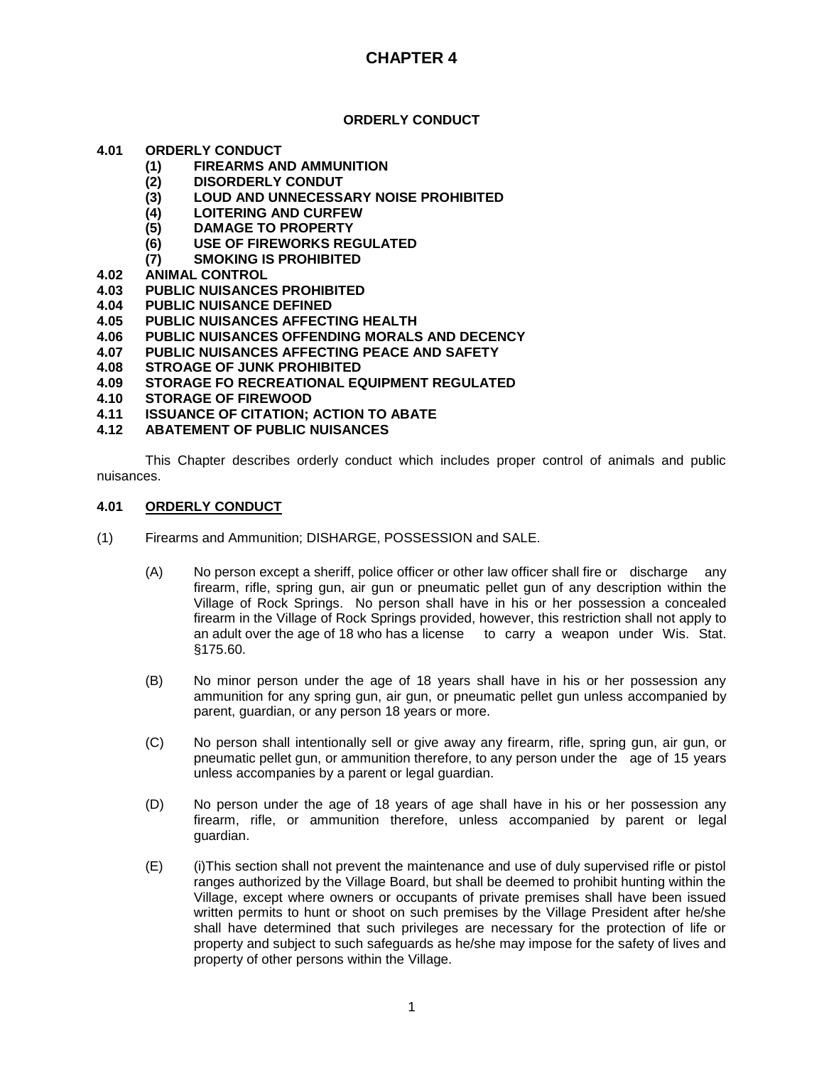# CHAPTER 4

**ORDERLY CONDUCT**

**4.01 ORDERLY CONDUCT**
- **(1) FIREARMS AND AMMUNITION**
- **(2) DISORDERLY CONDUT**
- **(3) LOUD AND UNNECESSARY NOISE PROHIBITED**
- **(4) LOITERING AND CURFEW**
- **(5) DAMAGE TO PROPERTY**
- **(6) USE OF FIREWORKS REGULATED**
- **(7) SMOKING IS PROHIBITED**

**4.02 ANIMAL CONTROL**
**4.03 PUBLIC NUISANCES PROHIBITED**
**4.04 PUBLIC NUISANCE DEFINED**
**4.05 PUBLIC NUISANCES AFFECTING HEALTH**
**4.06 PUBLIC NUISANCES OFFENDING MORALS AND DECENCY**
**4.07 PUBLIC NUISANCES AFFECTING PEACE AND SAFETY**
**4.08 STROAGE OF JUNK PROHIBITED**
**4.09 STORAGE FO RECREATIONAL EQUIPMENT REGULATED**
**4.10 STORAGE OF FIREWOOD**
**4.11 ISSUANCE OF CITATION; ACTION TO ABATE**
**4.12 ABATEMENT OF PUBLIC NUISANCES**

This Chapter describes orderly conduct which includes proper control of animals and public nuisances.

## 4.01 ORDERLY CONDUCT

(1) Firearms and Ammunition; DISHARGE, POSSESSION and SALE.

(A) No person except a sheriff, police officer or other law officer shall fire or discharge any firearm, rifle, spring gun, air gun or pneumatic pellet gun of any description within the Village of Rock Springs. No person shall have in his or her possession a concealed firearm in the Village of Rock Springs provided, however, this restriction shall not apply to an adult over the age of 18 who has a license to carry a weapon under Wis. Stat. §175.60.

(B) No minor person under the age of 18 years shall have in his or her possession any ammunition for any spring gun, air gun, or pneumatic pellet gun unless accompanied by parent, guardian, or any person 18 years or more.

(C) No person shall intentionally sell or give away any firearm, rifle, spring gun, air gun, or pneumatic pellet gun, or ammunition therefore, to any person under the age of 15 years unless accompanies by a parent or legal guardian.

(D) No person under the age of 18 years of age shall have in his or her possession any firearm, rifle, or ammunition therefore, unless accompanied by parent or legal guardian.

(E) (i)This section shall not prevent the maintenance and use of duly supervised rifle or pistol ranges authorized by the Village Board, but shall be deemed to prohibit hunting within the Village, except where owners or occupants of private premises shall have been issued written permits to hunt or shoot on such premises by the Village President after he/she shall have determined that such privileges are necessary for the protection of life or property and subject to such safeguards as he/she may impose for the safety of lives and property of other persons within the Village.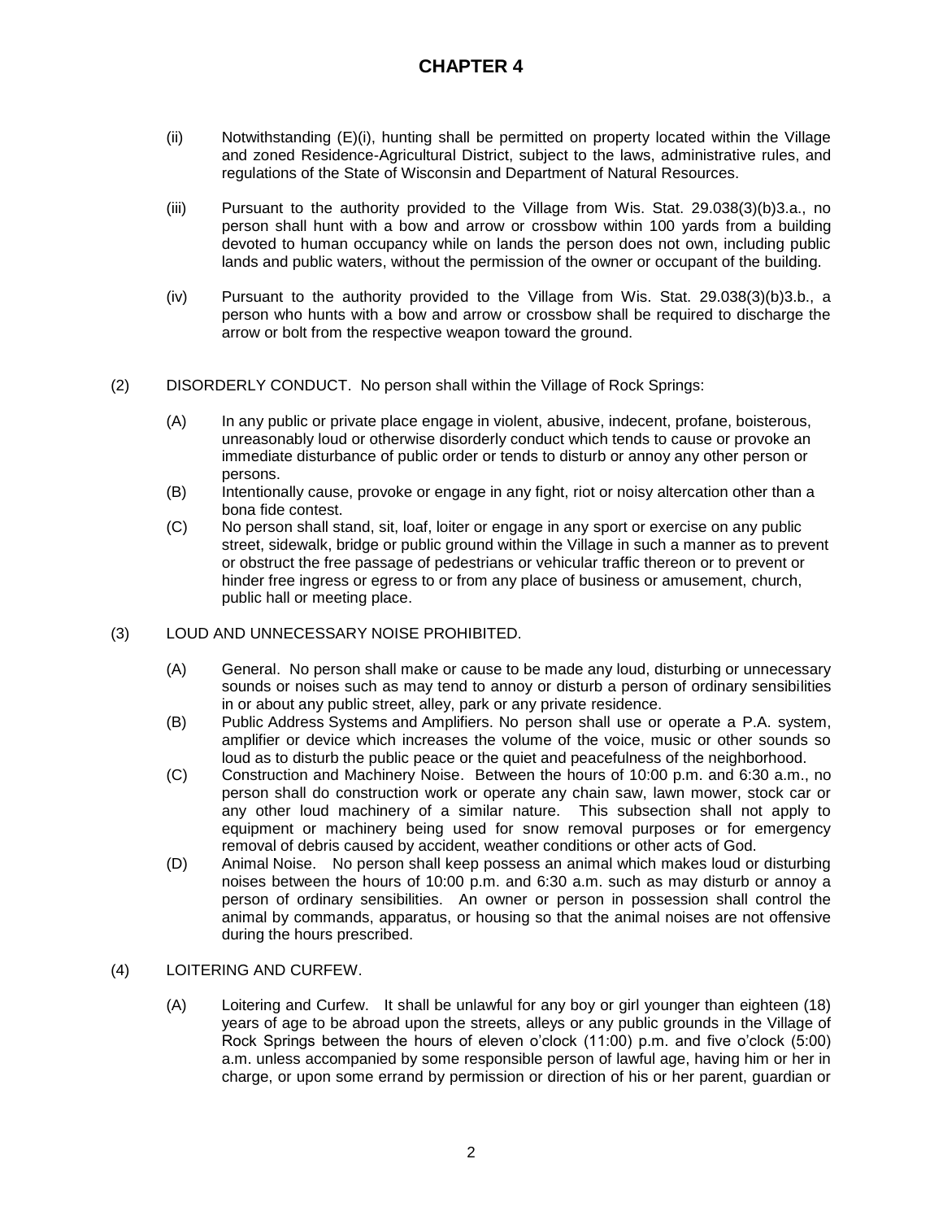# CHAPTER 4

(ii) Notwithstanding (E)(i), hunting shall be permitted on property located within the Village and zoned Residence-Agricultural District, subject to the laws, administrative rules, and regulations of the State of Wisconsin and Department of Natural Resources.

(iii) Pursuant to the authority provided to the Village from Wis. Stat. 29.038(3)(b)3.a., no person shall hunt with a bow and arrow or crossbow within 100 yards from a building devoted to human occupancy while on lands the person does not own, including public lands and public waters, without the permission of the owner or occupant of the building.

(iv) Pursuant to the authority provided to the Village from Wis. Stat. 29.038(3)(b)3.b., a person who hunts with a bow and arrow or crossbow shall be required to discharge the arrow or bolt from the respective weapon toward the ground.

(2) DISORDERLY CONDUCT. No person shall within the Village of Rock Springs:

(A) In any public or private place engage in violent, abusive, indecent, profane, boisterous, unreasonably loud or otherwise disorderly conduct which tends to cause or provoke an immediate disturbance of public order or tends to disturb or annoy any other person or persons.

(B) Intentionally cause, provoke or engage in any fight, riot or noisy altercation other than a bona fide contest.

(C) No person shall stand, sit, loaf, loiter or engage in any sport or exercise on any public street, sidewalk, bridge or public ground within the Village in such a manner as to prevent or obstruct the free passage of pedestrians or vehicular traffic thereon or to prevent or hinder free ingress or egress to or from any place of business or amusement, church, public hall or meeting place.

(3) LOUD AND UNNECESSARY NOISE PROHIBITED.

(A) General. No person shall make or cause to be made any loud, disturbing or unnecessary sounds or noises such as may tend to annoy or disturb a person of ordinary sensibilities in or about any public street, alley, park or any private residence.

(B) Public Address Systems and Amplifiers. No person shall use or operate a P.A. system, amplifier or device which increases the volume of the voice, music or other sounds so loud as to disturb the public peace or the quiet and peacefulness of the neighborhood.

(C) Construction and Machinery Noise. Between the hours of 10:00 p.m. and 6:30 a.m., no person shall do construction work or operate any chain saw, lawn mower, stock car or any other loud machinery of a similar nature. This subsection shall not apply to equipment or machinery being used for snow removal purposes or for emergency removal of debris caused by accident, weather conditions or other acts of God.

(D) Animal Noise. No person shall keep possess an animal which makes loud or disturbing noises between the hours of 10:00 p.m. and 6:30 a.m. such as may disturb or annoy a person of ordinary sensibilities. An owner or person in possession shall control the animal by commands, apparatus, or housing so that the animal noises are not offensive during the hours prescribed.

(4) LOITERING AND CURFEW.

(A) Loitering and Curfew. It shall be unlawful for any boy or girl younger than eighteen (18) years of age to be abroad upon the streets, alleys or any public grounds in the Village of Rock Springs between the hours of eleven o'clock (11:00) p.m. and five o'clock (5:00) a.m. unless accompanied by some responsible person of lawful age, having him or her in charge, or upon some errand by permission or direction of his or her parent, guardian or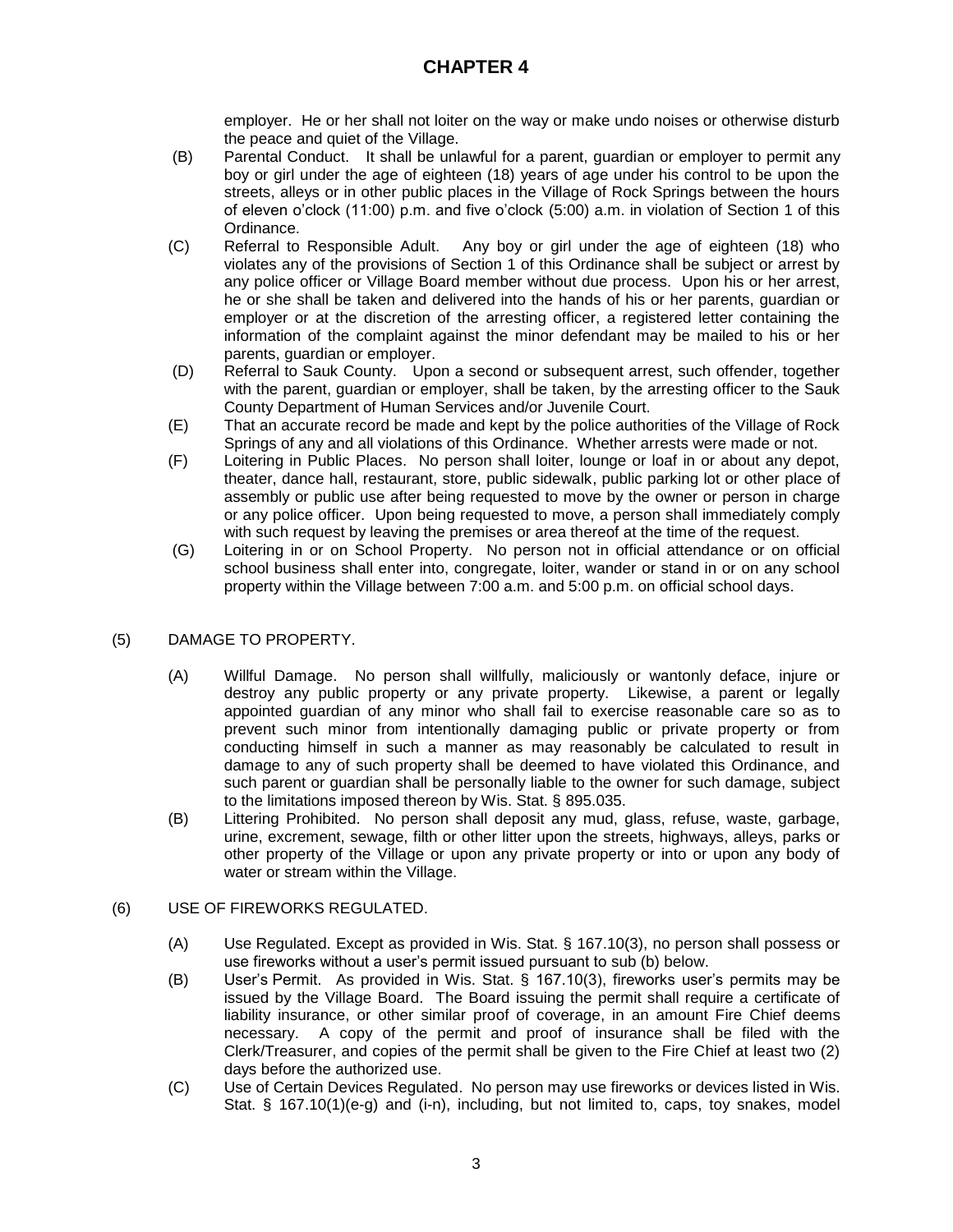employer. He or her shall not loiter on the way or make undo noises or otherwise disturb the peace and quiet of the Village.

(B) Parental Conduct. It shall be unlawful for a parent, guardian or employer to permit any boy or girl under the age of eighteen (18) years of age under his control to be upon the streets, alleys or in other public places in the Village of Rock Springs between the hours of eleven o'clock (11:00) p.m. and five o'clock (5:00) a.m. in violation of Section 1 of this Ordinance.

(C) Referral to Responsible Adult. Any boy or girl under the age of eighteen (18) who violates any of the provisions of Section 1 of this Ordinance shall be subject or arrest by any police officer or Village Board member without due process. Upon his or her arrest, he or she shall be taken and delivered into the hands of his or her parents, guardian or employer or at the discretion of the arresting officer, a registered letter containing the information of the complaint against the minor defendant may be mailed to his or her parents, guardian or employer.

(D) Referral to Sauk County. Upon a second or subsequent arrest, such offender, together with the parent, guardian or employer, shall be taken, by the arresting officer to the Sauk County Department of Human Services and/or Juvenile Court.

(E) That an accurate record be made and kept by the police authorities of the Village of Rock Springs of any and all violations of this Ordinance. Whether arrests were made or not.

(F) Loitering in Public Places. No person shall loiter, lounge or loaf in or about any depot, theater, dance hall, restaurant, store, public sidewalk, public parking lot or other place of assembly or public use after being requested to move by the owner or person in charge or any police officer. Upon being requested to move, a person shall immediately comply with such request by leaving the premises or area thereof at the time of the request.

(G) Loitering in or on School Property. No person not in official attendance or on official school business shall enter into, congregate, loiter, wander or stand in or on any school property within the Village between 7:00 a.m. and 5:00 p.m. on official school days.

(5) DAMAGE TO PROPERTY.

(A) Willful Damage. No person shall willfully, maliciously or wantonly deface, injure or destroy any public property or any private property. Likewise, a parent or legally appointed guardian of any minor who shall fail to exercise reasonable care so as to prevent such minor from intentionally damaging public or private property or from conducting himself in such a manner as may reasonably be calculated to result in damage to any of such property shall be deemed to have violated this Ordinance, and such parent or guardian shall be personally liable to the owner for such damage, subject to the limitations imposed thereon by Wis. Stat. § 895.035.

(B) Littering Prohibited. No person shall deposit any mud, glass, refuse, waste, garbage, urine, excrement, sewage, filth or other litter upon the streets, highways, alleys, parks or other property of the Village or upon any private property or into or upon any body of water or stream within the Village.

(6) USE OF FIREWORKS REGULATED.

(A) Use Regulated. Except as provided in Wis. Stat. § 167.10(3), no person shall possess or use fireworks without a user's permit issued pursuant to sub (b) below.

(B) User's Permit. As provided in Wis. Stat. § 167.10(3), fireworks user's permits may be issued by the Village Board. The Board issuing the permit shall require a certificate of liability insurance, or other similar proof of coverage, in an amount Fire Chief deems necessary. A copy of the permit and proof of insurance shall be filed with the Clerk/Treasurer, and copies of the permit shall be given to the Fire Chief at least two (2) days before the authorized use.

(C) Use of Certain Devices Regulated. No person may use fireworks or devices listed in Wis. Stat. § 167.10(1)(e-g) and (i-n), including, but not limited to, caps, toy snakes, model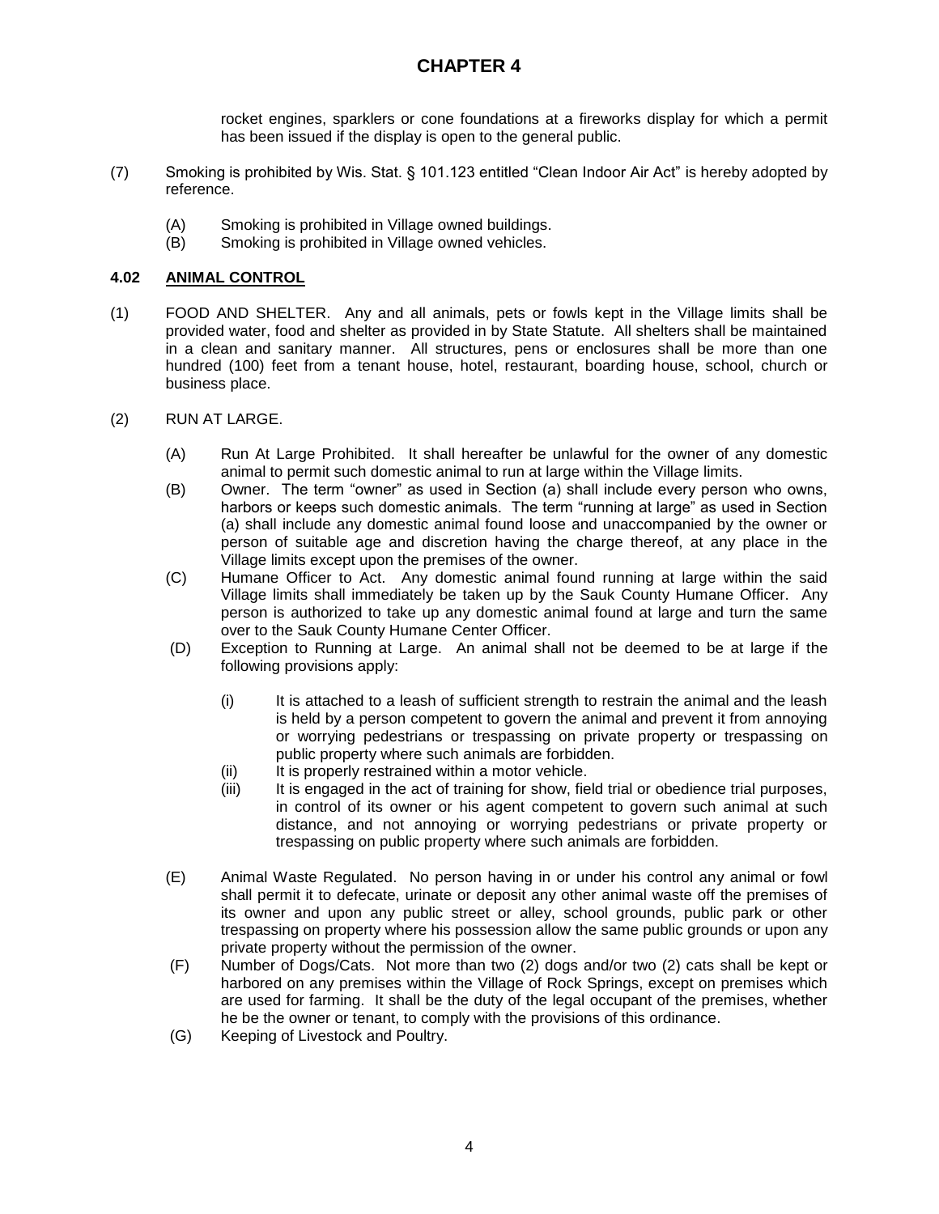rocket engines, sparklers or cone foundations at a fireworks display for which a permit has been issued if the display is open to the general public.

(7) Smoking is prohibited by Wis. Stat. § 101.123 entitled "Clean Indoor Air Act" is hereby adopted by reference.

- (A) Smoking is prohibited in Village owned buildings.
- (B) Smoking is prohibited in Village owned vehicles.

### 4.02 ANIMAL CONTROL

(1) FOOD AND SHELTER. Any and all animals, pets or fowls kept in the Village limits shall be provided water, food and shelter as provided in by State Statute. All shelters shall be maintained in a clean and sanitary manner. All structures, pens or enclosures shall be more than one hundred (100) feet from a tenant house, hotel, restaurant, boarding house, school, church or business place.

(2) RUN AT LARGE.

- (A) Run At Large Prohibited. It shall hereafter be unlawful for the owner of any domestic animal to permit such domestic animal to run at large within the Village limits.
- (B) Owner. The term "owner" as used in Section (a) shall include every person who owns, harbors or keeps such domestic animals. The term "running at large" as used in Section (a) shall include any domestic animal found loose and unaccompanied by the owner or person of suitable age and discretion having the charge thereof, at any place in the Village limits except upon the premises of the owner.
- (C) Humane Officer to Act. Any domestic animal found running at large within the said Village limits shall immediately be taken up by the Sauk County Humane Officer. Any person is authorized to take up any domestic animal found at large and turn the same over to the Sauk County Humane Center Officer.
- (D) Exception to Running at Large. An animal shall not be deemed to be at large if the following provisions apply:
  - (i) It is attached to a leash of sufficient strength to restrain the animal and the leash is held by a person competent to govern the animal and prevent it from annoying or worrying pedestrians or trespassing on private property or trespassing on public property where such animals are forbidden.
  - (ii) It is properly restrained within a motor vehicle.
  - (iii) It is engaged in the act of training for show, field trial or obedience trial purposes, in control of its owner or his agent competent to govern such animal at such distance, and not annoying or worrying pedestrians or private property or trespassing on public property where such animals are forbidden.
- (E) Animal Waste Regulated. No person having in or under his control any animal or fowl shall permit it to defecate, urinate or deposit any other animal waste off the premises of its owner and upon any public street or alley, school grounds, public park or other trespassing on property where his possession allow the same public grounds or upon any private property without the permission of the owner.
- (F) Number of Dogs/Cats. Not more than two (2) dogs and/or two (2) cats shall be kept or harbored on any premises within the Village of Rock Springs, except on premises which are used for farming. It shall be the duty of the legal occupant of the premises, whether he be the owner or tenant, to comply with the provisions of this ordinance.
- (G) Keeping of Livestock and Poultry.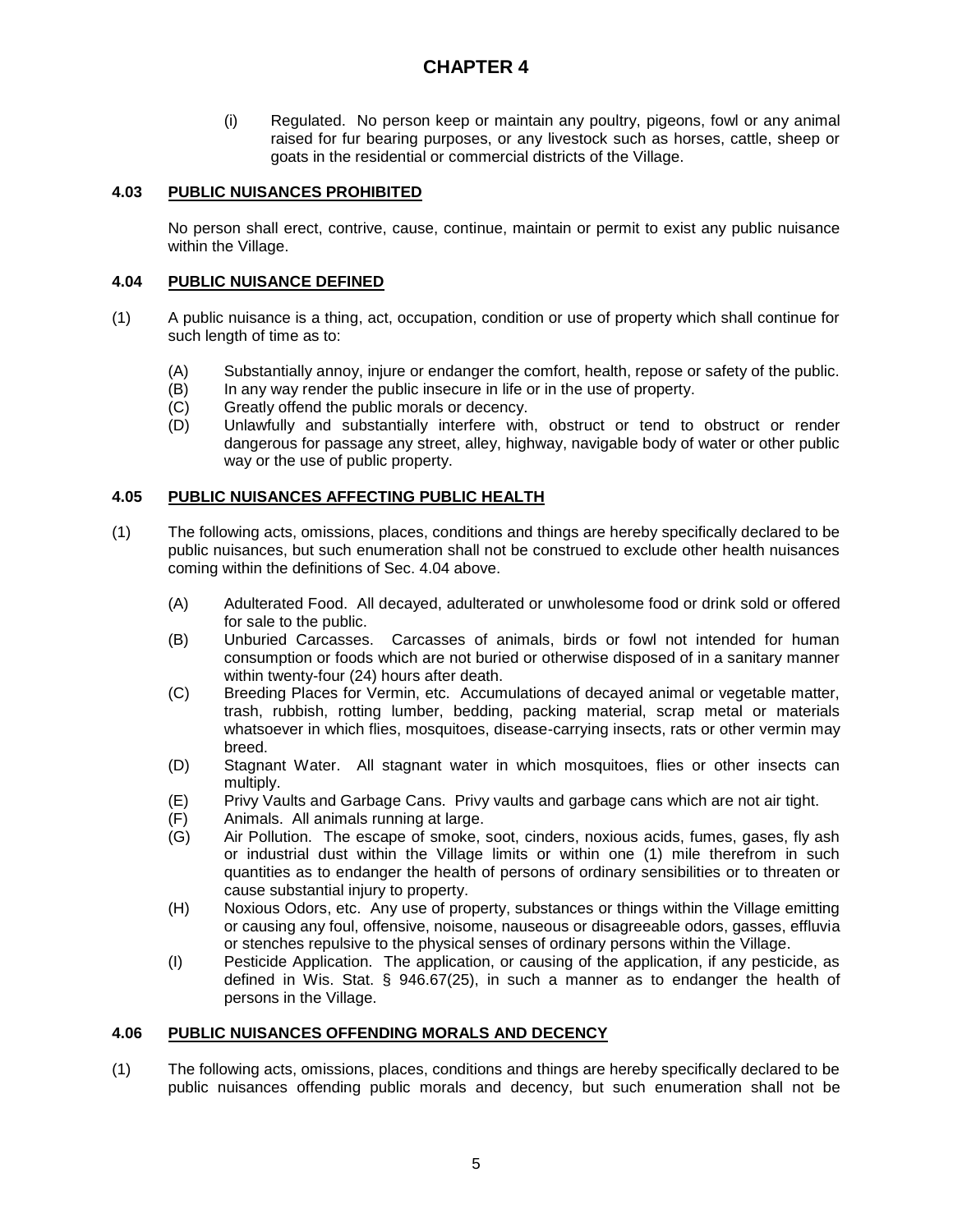# CHAPTER 4

(i) Regulated. No person keep or maintain any poultry, pigeons, fowl or any animal raised for fur bearing purposes, or any livestock such as horses, cattle, sheep or goats in the residential or commercial districts of the Village.

## 4.03 PUBLIC NUISANCES PROHIBITED

No person shall erect, contrive, cause, continue, maintain or permit to exist any public nuisance within the Village.

## 4.04 PUBLIC NUISANCE DEFINED

(1) A public nuisance is a thing, act, occupation, condition or use of property which shall continue for such length of time as to:

- (A) Substantially annoy, injure or endanger the comfort, health, repose or safety of the public.
- (B) In any way render the public insecure in life or in the use of property.
- (C) Greatly offend the public morals or decency.
- (D) Unlawfully and substantially interfere with, obstruct or tend to obstruct or render dangerous for passage any street, alley, highway, navigable body of water or other public way or the use of public property.

## 4.05 PUBLIC NUISANCES AFFECTING PUBLIC HEALTH

(1) The following acts, omissions, places, conditions and things are hereby specifically declared to be public nuisances, but such enumeration shall not be construed to exclude other health nuisances coming within the definitions of Sec. 4.04 above.

- (A) Adulterated Food. All decayed, adulterated or unwholesome food or drink sold or offered for sale to the public.
- (B) Unburied Carcasses. Carcasses of animals, birds or fowl not intended for human consumption or foods which are not buried or otherwise disposed of in a sanitary manner within twenty-four (24) hours after death.
- (C) Breeding Places for Vermin, etc. Accumulations of decayed animal or vegetable matter, trash, rubbish, rotting lumber, bedding, packing material, scrap metal or materials whatsoever in which flies, mosquitoes, disease-carrying insects, rats or other vermin may breed.
- (D) Stagnant Water. All stagnant water in which mosquitoes, flies or other insects can multiply.
- (E) Privy Vaults and Garbage Cans. Privy vaults and garbage cans which are not air tight.
- (F) Animals. All animals running at large.
- (G) Air Pollution. The escape of smoke, soot, cinders, noxious acids, fumes, gases, fly ash or industrial dust within the Village limits or within one (1) mile therefrom in such quantities as to endanger the health of persons of ordinary sensibilities or to threaten or cause substantial injury to property.
- (H) Noxious Odors, etc. Any use of property, substances or things within the Village emitting or causing any foul, offensive, noisome, nauseous or disagreeable odors, gasses, effluvia or stenches repulsive to the physical senses of ordinary persons within the Village.
- (I) Pesticide Application. The application, or causing of the application, if any pesticide, as defined in Wis. Stat. § 946.67(25), in such a manner as to endanger the health of persons in the Village.

## 4.06 PUBLIC NUISANCES OFFENDING MORALS AND DECENCY

(1) The following acts, omissions, places, conditions and things are hereby specifically declared to be public nuisances offending public morals and decency, but such enumeration shall not be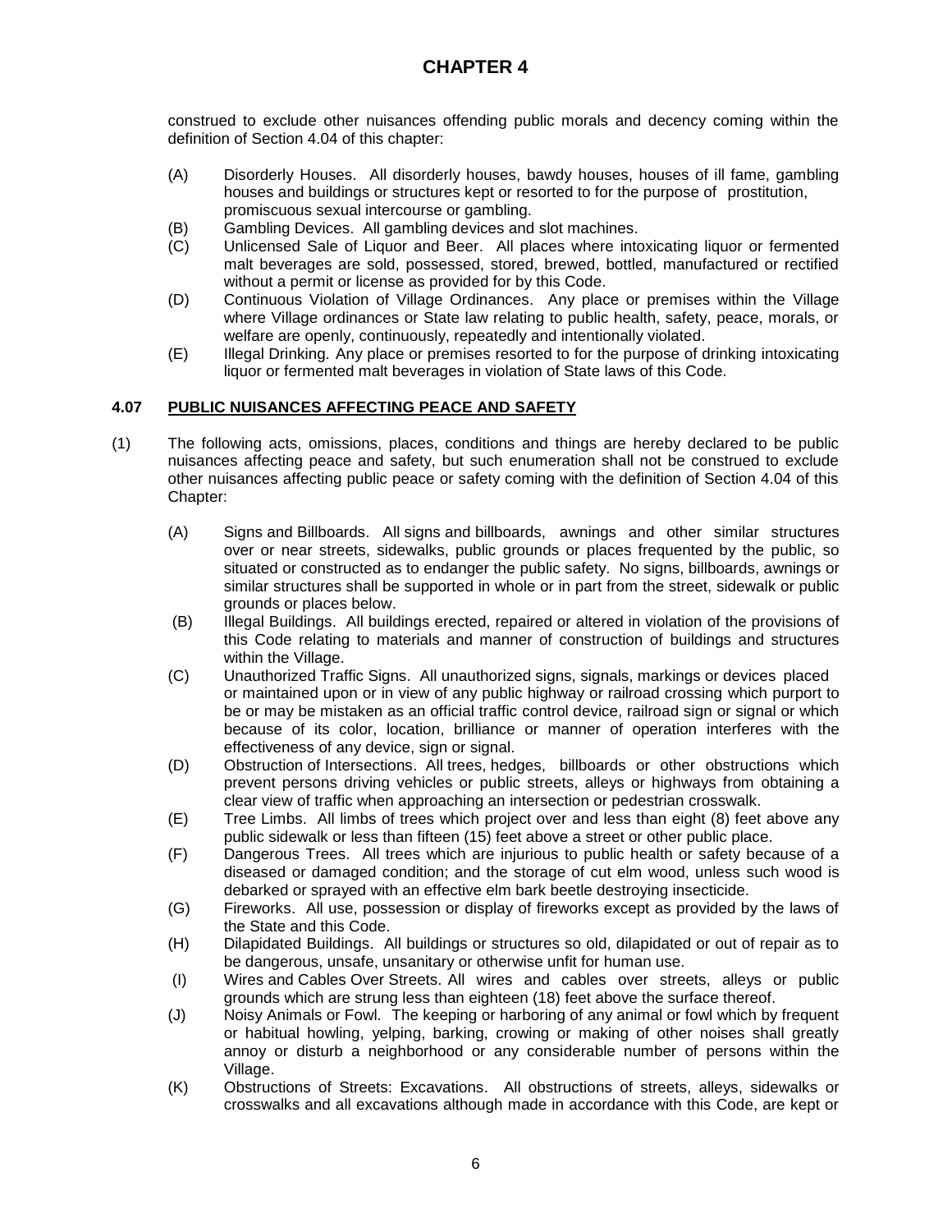construed to exclude other nuisances offending public morals and decency coming within the definition of Section 4.04 of this chapter:

(A) Disorderly Houses. All disorderly houses, bawdy houses, houses of ill fame, gambling houses and buildings or structures kept or resorted to for the purpose of prostitution, promiscuous sexual intercourse or gambling.

(B) Gambling Devices. All gambling devices and slot machines.

(C) Unlicensed Sale of Liquor and Beer. All places where intoxicating liquor or fermented malt beverages are sold, possessed, stored, brewed, bottled, manufactured or rectified without a permit or license as provided for by this Code.

(D) Continuous Violation of Village Ordinances. Any place or premises within the Village where Village ordinances or State law relating to public health, safety, peace, morals, or welfare are openly, continuously, repeatedly and intentionally violated.

(E) Illegal Drinking. Any place or premises resorted to for the purpose of drinking intoxicating liquor or fermented malt beverages in violation of State laws of this Code.

## 4.07 PUBLIC NUISANCES AFFECTING PEACE AND SAFETY

(1) The following acts, omissions, places, conditions and things are hereby declared to be public nuisances affecting peace and safety, but such enumeration shall not be construed to exclude other nuisances affecting public peace or safety coming with the definition of Section 4.04 of this Chapter:

(A) Signs and Billboards. All signs and billboards, awnings and other similar structures over or near streets, sidewalks, public grounds or places frequented by the public, so situated or constructed as to endanger the public safety. No signs, billboards, awnings or similar structures shall be supported in whole or in part from the street, sidewalk or public grounds or places below.

(B) Illegal Buildings. All buildings erected, repaired or altered in violation of the provisions of this Code relating to materials and manner of construction of buildings and structures within the Village.

(C) Unauthorized Traffic Signs. All unauthorized signs, signals, markings or devices placed or maintained upon or in view of any public highway or railroad crossing which purport to be or may be mistaken as an official traffic control device, railroad sign or signal or which because of its color, location, brilliance or manner of operation interferes with the effectiveness of any device, sign or signal.

(D) Obstruction of Intersections. All trees, hedges, billboards or other obstructions which prevent persons driving vehicles or public streets, alleys or highways from obtaining a clear view of traffic when approaching an intersection or pedestrian crosswalk.

(E) Tree Limbs. All limbs of trees which project over and less than eight (8) feet above any public sidewalk or less than fifteen (15) feet above a street or other public place.

(F) Dangerous Trees. All trees which are injurious to public health or safety because of a diseased or damaged condition; and the storage of cut elm wood, unless such wood is debarked or sprayed with an effective elm bark beetle destroying insecticide.

(G) Fireworks. All use, possession or display of fireworks except as provided by the laws of the State and this Code.

(H) Dilapidated Buildings. All buildings or structures so old, dilapidated or out of repair as to be dangerous, unsafe, unsanitary or otherwise unfit for human use.

(I) Wires and Cables Over Streets. All wires and cables over streets, alleys or public grounds which are strung less than eighteen (18) feet above the surface thereof.

(J) Noisy Animals or Fowl. The keeping or harboring of any animal or fowl which by frequent or habitual howling, yelping, barking, crowing or making of other noises shall greatly annoy or disturb a neighborhood or any considerable number of persons within the Village.

(K) Obstructions of Streets: Excavations. All obstructions of streets, alleys, sidewalks or crosswalks and all excavations although made in accordance with this Code, are kept or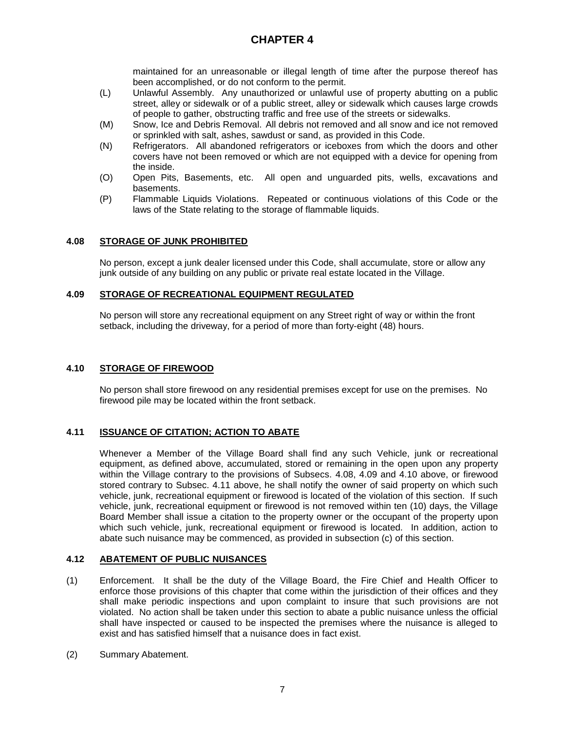maintained for an unreasonable or illegal length of time after the purpose thereof has been accomplished, or do not conform to the permit.

(L) Unlawful Assembly. Any unauthorized or unlawful use of property abutting on a public street, alley or sidewalk or of a public street, alley or sidewalk which causes large crowds of people to gather, obstructing traffic and free use of the streets or sidewalks.

(M) Snow, Ice and Debris Removal. All debris not removed and all snow and ice not removed or sprinkled with salt, ashes, sawdust or sand, as provided in this Code.

(N) Refrigerators. All abandoned refrigerators or iceboxes from which the doors and other covers have not been removed or which are not equipped with a device for opening from the inside.

(O) Open Pits, Basements, etc. All open and unguarded pits, wells, excavations and basements.

(P) Flammable Liquids Violations. Repeated or continuous violations of this Code or the laws of the State relating to the storage of flammable liquids.

### 4.08 STORAGE OF JUNK PROHIBITED

No person, except a junk dealer licensed under this Code, shall accumulate, store or allow any junk outside of any building on any public or private real estate located in the Village.

### 4.09 STORAGE OF RECREATIONAL EQUIPMENT REGULATED

No person will store any recreational equipment on any Street right of way or within the front setback, including the driveway, for a period of more than forty-eight (48) hours.

### 4.10 STORAGE OF FIREWOOD

No person shall store firewood on any residential premises except for use on the premises. No firewood pile may be located within the front setback.

### 4.11 ISSUANCE OF CITATION; ACTION TO ABATE

Whenever a Member of the Village Board shall find any such Vehicle, junk or recreational equipment, as defined above, accumulated, stored or remaining in the open upon any property within the Village contrary to the provisions of Subsecs. 4.08, 4.09 and 4.10 above, or firewood stored contrary to Subsec. 4.11 above, he shall notify the owner of said property on which such vehicle, junk, recreational equipment or firewood is located of the violation of this section. If such vehicle, junk, recreational equipment or firewood is not removed within ten (10) days, the Village Board Member shall issue a citation to the property owner or the occupant of the property upon which such vehicle, junk, recreational equipment or firewood is located. In addition, action to abate such nuisance may be commenced, as provided in subsection (c) of this section.

### 4.12 ABATEMENT OF PUBLIC NUISANCES

(1) Enforcement. It shall be the duty of the Village Board, the Fire Chief and Health Officer to enforce those provisions of this chapter that come within the jurisdiction of their offices and they shall make periodic inspections and upon complaint to insure that such provisions are not violated. No action shall be taken under this section to abate a public nuisance unless the official shall have inspected or caused to be inspected the premises where the nuisance is alleged to exist and has satisfied himself that a nuisance does in fact exist.

(2) Summary Abatement.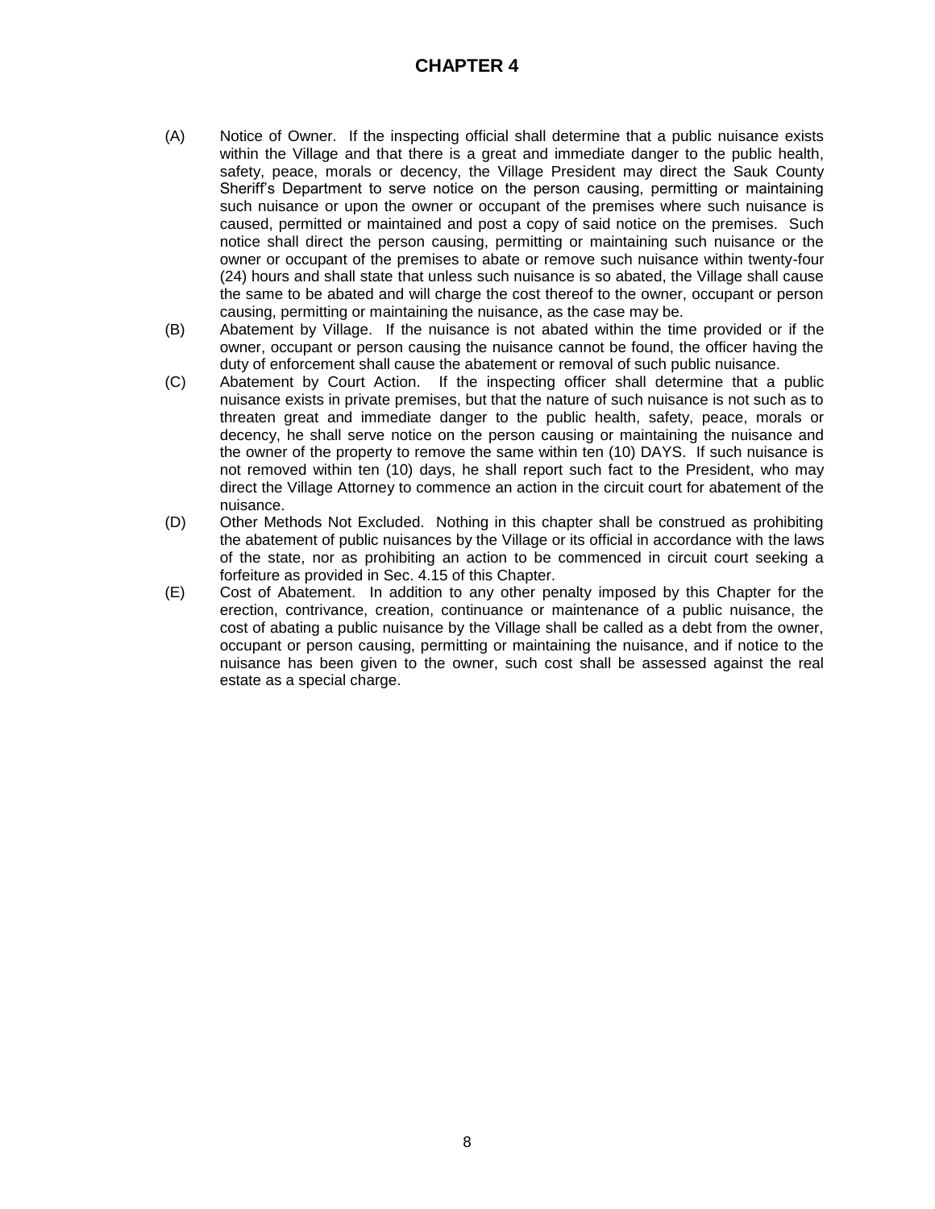# CHAPTER 4

(A) Notice of Owner. If the inspecting official shall determine that a public nuisance exists within the Village and that there is a great and immediate danger to the public health, safety, peace, morals or decency, the Village President may direct the Sauk County Sheriff's Department to serve notice on the person causing, permitting or maintaining such nuisance or upon the owner or occupant of the premises where such nuisance is caused, permitted or maintained and post a copy of said notice on the premises. Such notice shall direct the person causing, permitting or maintaining such nuisance or the owner or occupant of the premises to abate or remove such nuisance within twenty-four (24) hours and shall state that unless such nuisance is so abated, the Village shall cause the same to be abated and will charge the cost thereof to the owner, occupant or person causing, permitting or maintaining the nuisance, as the case may be.

(B) Abatement by Village. If the nuisance is not abated within the time provided or if the owner, occupant or person causing the nuisance cannot be found, the officer having the duty of enforcement shall cause the abatement or removal of such public nuisance.

(C) Abatement by Court Action. If the inspecting officer shall determine that a public nuisance exists in private premises, but that the nature of such nuisance is not such as to threaten great and immediate danger to the public health, safety, peace, morals or decency, he shall serve notice on the person causing or maintaining the nuisance and the owner of the property to remove the same within ten (10) DAYS. If such nuisance is not removed within ten (10) days, he shall report such fact to the President, who may direct the Village Attorney to commence an action in the circuit court for abatement of the nuisance.

(D) Other Methods Not Excluded. Nothing in this chapter shall be construed as prohibiting the abatement of public nuisances by the Village or its official in accordance with the laws of the state, nor as prohibiting an action to be commenced in circuit court seeking a forfeiture as provided in Sec. 4.15 of this Chapter.

(E) Cost of Abatement. In addition to any other penalty imposed by this Chapter for the erection, contrivance, creation, continuance or maintenance of a public nuisance, the cost of abating a public nuisance by the Village shall be called as a debt from the owner, occupant or person causing, permitting or maintaining the nuisance, and if notice to the nuisance has been given to the owner, such cost shall be assessed against the real estate as a special charge.